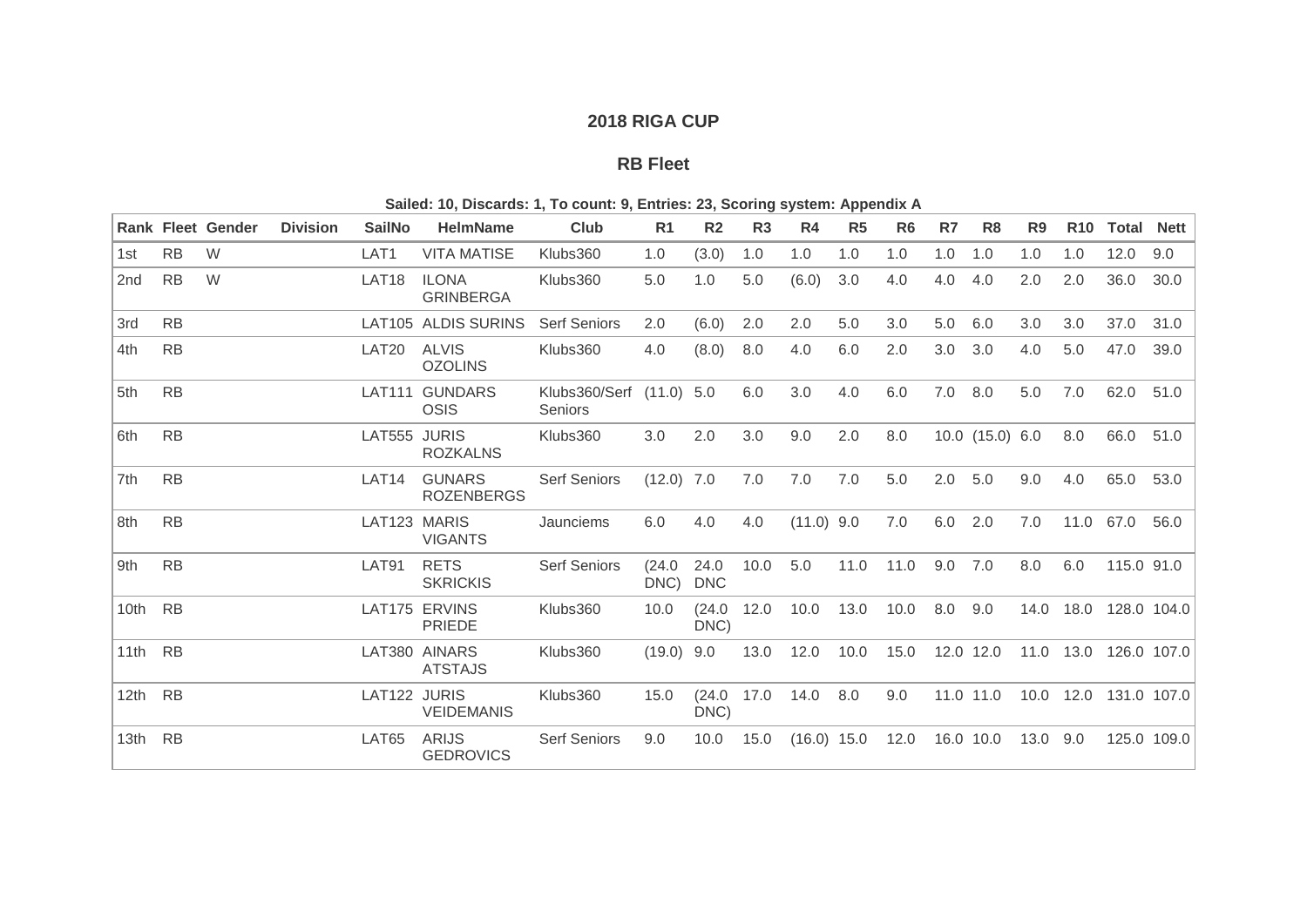## 2018 RIGA CUP

### RB Fleet

**Sailed: 10, Discards: 1, To count: 9, Entries: 23, Scoring system: Appendix A**

| Rank | Fleet | Gender | Division | SailNo | HelmName | Club | R1 | R2 | R3 | R4 | R5 | R6 | R7 | R8 | R9 | R10 | Total | Nett |
|---|---|---|---|---|---|---|---|---|---|---|---|---|---|---|---|---|---|---|
| 1st | RB | W | | LAT1 | VITA MATISE | Klubs360 | 1.0 | (3.0) | 1.0 | 1.0 | 1.0 | 1.0 | 1.0 | 1.0 | 1.0 | 1.0 | 12.0 | 9.0 |
| 2nd | RB | W | | LAT18 | ILONA GRINBERGA | Klubs360 | 5.0 | 1.0 | 5.0 | (6.0) | 3.0 | 4.0 | 4.0 | 4.0 | 2.0 | 2.0 | 36.0 | 30.0 |
| 3rd | RB | | | LAT105 | ALDIS SURINS | Serf Seniors | 2.0 | (6.0) | 2.0 | 2.0 | 5.0 | 3.0 | 5.0 | 6.0 | 3.0 | 3.0 | 37.0 | 31.0 |
| 4th | RB | | | LAT20 | ALVIS OZOLINS | Klubs360 | 4.0 | (8.0) | 8.0 | 4.0 | 6.0 | 2.0 | 3.0 | 3.0 | 4.0 | 5.0 | 47.0 | 39.0 |
| 5th | RB | | | LAT111 | GUNDARS OSIS | Klubs360/Serf Seniors | (11.0) | 5.0 | 6.0 | 3.0 | 4.0 | 6.0 | 7.0 | 8.0 | 5.0 | 7.0 | 62.0 | 51.0 |
| 6th | RB | | | LAT555 | JURIS ROZKALNS | Klubs360 | 3.0 | 2.0 | 3.0 | 9.0 | 2.0 | 8.0 | 10.0 | (15.0) | 6.0 | 8.0 | 66.0 | 51.0 |
| 7th | RB | | | LAT14 | GUNARS ROZENBERGS | Serf Seniors | (12.0) | 7.0 | 7.0 | 7.0 | 7.0 | 5.0 | 2.0 | 5.0 | 9.0 | 4.0 | 65.0 | 53.0 |
| 8th | RB | | | LAT123 | MARIS VIGANTS | Jaunciems | 6.0 | 4.0 | 4.0 | (11.0) | 9.0 | 7.0 | 6.0 | 2.0 | 7.0 | 11.0 | 67.0 | 56.0 |
| 9th | RB | | | LAT91 | RETS SKRICKIS | Serf Seniors | (24.0 DNC) | 24.0 DNC | 10.0 | 5.0 | 11.0 | 11.0 | 9.0 | 7.0 | 8.0 | 6.0 | 115.0 | 91.0 |
| 10th | RB | | | LAT175 | ERVINS PRIEDE | Klubs360 | 10.0 | (24.0 DNC) | 12.0 | 10.0 | 13.0 | 10.0 | 8.0 | 9.0 | 14.0 | 18.0 | 128.0 | 104.0 |
| 11th | RB | | | LAT380 | AINARS ATSTAJS | Klubs360 | (19.0) | 9.0 | 13.0 | 12.0 | 10.0 | 15.0 | 12.0 | 12.0 | 11.0 | 13.0 | 126.0 | 107.0 |
| 12th | RB | | | LAT122 | JURIS VEIDEMANIS | Klubs360 | 15.0 | (24.0 DNC) | 17.0 | 14.0 | 8.0 | 9.0 | 11.0 | 11.0 | 10.0 | 12.0 | 131.0 | 107.0 |
| 13th | RB | | | LAT65 | ARIJS GEDROVICS | Serf Seniors | 9.0 | 10.0 | 15.0 | (16.0) | 15.0 | 12.0 | 16.0 | 10.0 | 13.0 | 9.0 | 125.0 | 109.0 |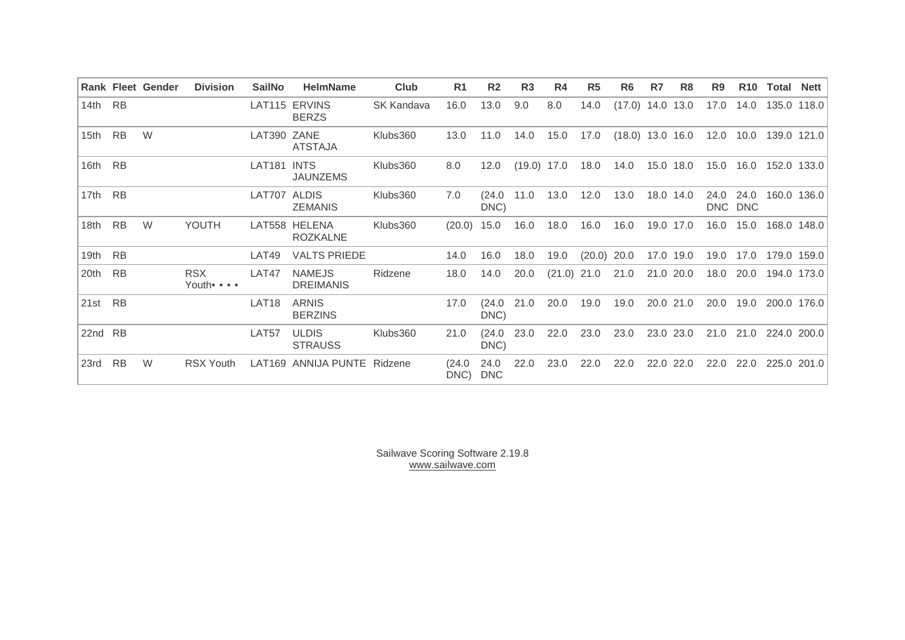| Rank | Fleet | Gender | Division | SailNo | HelmName | Club | R1 | R2 | R3 | R4 | R5 | R6 | R7 | R8 | R9 | R10 | Total | Nett |
|---|---|---|---|---|---|---|---|---|---|---|---|---|---|---|---|---|---|---|
| 14th | RB | | | LAT115 | ERVINS BERZS | SK Kandava | 16.0 | 13.0 | 9.0 | 8.0 | 14.0 | (17.0) | 14.0 | 13.0 | 17.0 | 14.0 | 135.0 | 118.0 |
| 15th | RB | W | | LAT390 | ZANE ATSTAJA | Klubs360 | 13.0 | 11.0 | 14.0 | 15.0 | 17.0 | (18.0) | 13.0 | 16.0 | 12.0 | 10.0 | 139.0 | 121.0 |
| 16th | RB | | | LAT181 | INTS JAUNZEMS | Klubs360 | 8.0 | 12.0 | (19.0) | 17.0 | 18.0 | 14.0 | 15.0 | 18.0 | 15.0 | 16.0 | 152.0 | 133.0 |
| 17th | RB | | | LAT707 | ALDIS ZEMANIS | Klubs360 | 7.0 | (24.0 DNC) | 11.0 | 13.0 | 12.0 | 13.0 | 18.0 | 14.0 | 24.0 DNC | 24.0 DNC | 160.0 | 136.0 |
| 18th | RB | W | YOUTH | LAT558 | HELENA ROZKALNE | Klubs360 | (20.0) | 15.0 | 16.0 | 18.0 | 16.0 | 16.0 | 19.0 | 17.0 | 16.0 | 15.0 | 168.0 | 148.0 |
| 19th | RB | | | LAT49 | VALTS PRIEDE | | 14.0 | 16.0 | 18.0 | 19.0 | (20.0) | 20.0 | 17.0 | 19.0 | 19.0 | 17.0 | 179.0 | 159.0 |
| 20th | RB | | RSX Youth• • • • | LAT47 | NAMEJS DREIMANIS | Ridzene | 18.0 | 14.0 | 20.0 | (21.0) | 21.0 | 21.0 | 21.0 | 20.0 | 18.0 | 20.0 | 194.0 | 173.0 |
| 21st | RB | | | LAT18 | ARNIS BERZINS | | 17.0 | (24.0 DNC) | 21.0 | 20.0 | 19.0 | 19.0 | 20.0 | 21.0 | 20.0 | 19.0 | 200.0 | 176.0 |
| 22nd | RB | | | LAT57 | ULDIS STRAUSS | Klubs360 | 21.0 | (24.0 DNC) | 23.0 | 22.0 | 23.0 | 23.0 | 23.0 | 23.0 | 21.0 | 21.0 | 224.0 | 200.0 |
| 23rd | RB | W | RSX Youth | LAT169 | ANNIJA PUNTE | Ridzene | (24.0 DNC) | 24.0 DNC | 22.0 | 23.0 | 22.0 | 22.0 | 22.0 | 22.0 | 22.0 | 22.0 | 225.0 | 201.0 |

Sailwave Scoring Software 2.19.8
www.sailwave.com